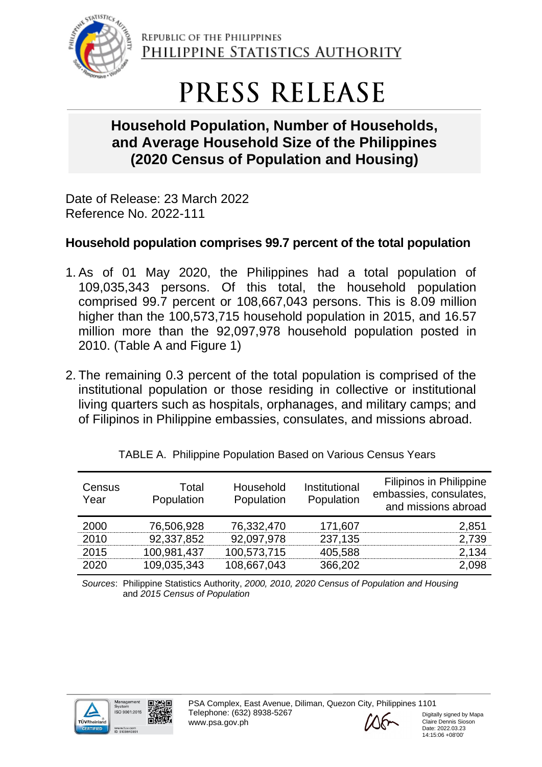REPUBLIC OF THE PHILIPPINES
PHILIPPINE STATISTICS AUTHORITY

# PRESS RELEASE

## Household Population, Number of Households, and Average Household Size of the Philippines (2020 Census of Population and Housing)

Date of Release: 23 March 2022
Reference No. 2022-111

### Household population comprises 99.7 percent of the total population

1. As of 01 May 2020, the Philippines had a total population of 109,035,343 persons. Of this total, the household population comprised 99.7 percent or 108,667,043 persons. This is 8.09 million higher than the 100,573,715 household population in 2015, and 16.57 million more than the 92,097,978 household population posted in 2010. (Table A and Figure 1)

2. The remaining 0.3 percent of the total population is comprised of the institutional population or those residing in collective or institutional living quarters such as hospitals, orphanages, and military camps; and of Filipinos in Philippine embassies, consulates, and missions abroad.

TABLE A. Philippine Population Based on Various Census Years

| Census Year | Total Population | Household Population | Institutional Population | Filipinos in Philippine embassies, consulates, and missions abroad |
|---|---:|---:|---:|---:|
| 2000 | 76,506,928 | 76,332,470 | 171,607 | 2,851 |
| 2010 | 92,337,852 | 92,097,978 | 237,135 | 2,739 |
| 2015 | 100,981,437 | 100,573,715 | 405,588 | 2,134 |
| 2020 | 109,035,343 | 108,667,043 | 366,202 | 2,098 |

*Sources*: Philippine Statistics Authority, *2000, 2010, 2020 Census of Population and Housing* and *2015 Census of Population*

PSA Complex, East Avenue, Diliman, Quezon City, Philippines 1101
Telephone: (632) 8938-5267
www.psa.gov.ph

Digitally signed by Mapa Claire Dennis Sioson
Date: 2022.03.23 14:15:06 +08'00'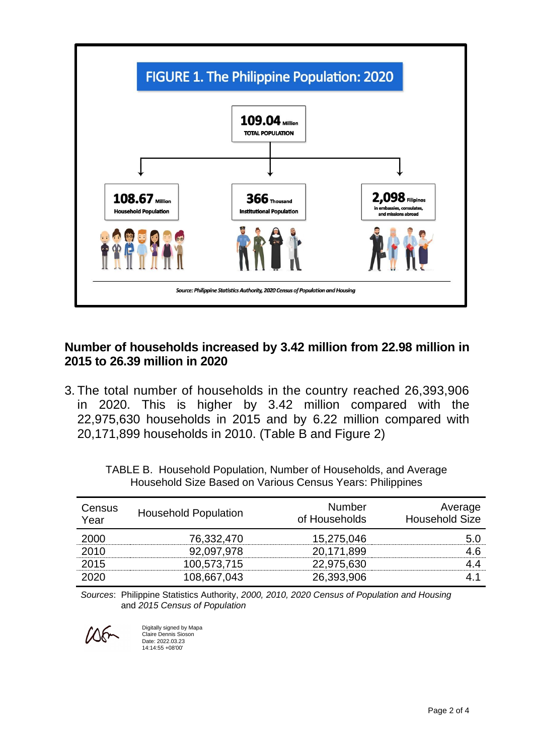**FIGURE 1. The Philippine Population: 2020**

**109.04** Million
TOTAL POPULATION

**108.67** Million
Household Population

**366** Thousand
Institutional Population

**2,098** Filipinos
in embassies, consulates, and missions abroad

*Source: Philippine Statistics Authority, 2020 Census of Population and Housing*

## Number of households increased by 3.42 million from 22.98 million in 2015 to 26.39 million in 2020

3. The total number of households in the country reached 26,393,906 in 2020. This is higher by 3.42 million compared with the 22,975,630 households in 2015 and by 6.22 million compared with 20,171,899 households in 2010. (Table B and Figure 2)

TABLE B. Household Population, Number of Households, and Average Household Size Based on Various Census Years: Philippines

| Census Year | Household Population | Number of Households | Average Household Size |
|---|---|---|---|
| 2000 | 76,332,470 | 15,275,046 | 5.0 |
| 2010 | 92,097,978 | 20,171,899 | 4.6 |
| 2015 | 100,573,715 | 22,975,630 | 4.4 |
| 2020 | 108,667,043 | 26,393,906 | 4.1 |

*Sources*: Philippine Statistics Authority, *2000, 2010, 2020 Census of Population and Housing* and *2015 Census of Population*

Digitally signed by Mapa Claire Dennis Sioson
Date: 2022.03.23 14:14:55 +08'00'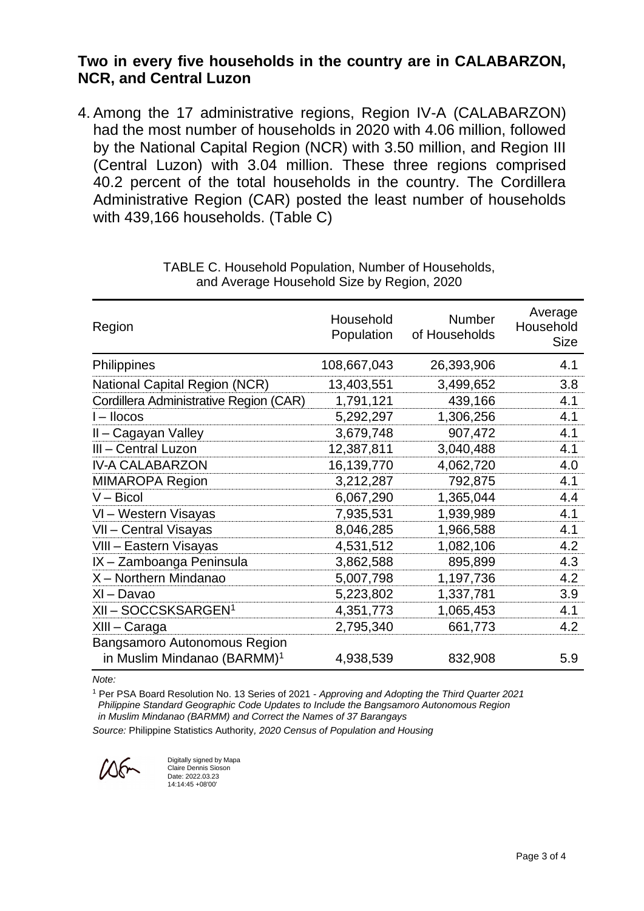## Two in every five households in the country are in CALABARZON, NCR, and Central Luzon

4. Among the 17 administrative regions, Region IV-A (CALABARZON) had the most number of households in 2020 with 4.06 million, followed by the National Capital Region (NCR) with 3.50 million, and Region III (Central Luzon) with 3.04 million. These three regions comprised 40.2 percent of the total households in the country. The Cordillera Administrative Region (CAR) posted the least number of households with 439,166 households. (Table C)

TABLE C. Household Population, Number of Households, and Average Household Size by Region, 2020

| Region | Household Population | Number of Households | Average Household Size |
|---|---:|---:|---:|
| Philippines | 108,667,043 | 26,393,906 | 4.1 |
| National Capital Region (NCR) | 13,403,551 | 3,499,652 | 3.8 |
| Cordillera Administrative Region (CAR) | 1,791,121 | 439,166 | 4.1 |
| I – Ilocos | 5,292,297 | 1,306,256 | 4.1 |
| II – Cagayan Valley | 3,679,748 | 907,472 | 4.1 |
| III – Central Luzon | 12,387,811 | 3,040,488 | 4.1 |
| IV-A CALABARZON | 16,139,770 | 4,062,720 | 4.0 |
| MIMAROPA Region | 3,212,287 | 792,875 | 4.1 |
| V – Bicol | 6,067,290 | 1,365,044 | 4.4 |
| VI – Western Visayas | 7,935,531 | 1,939,989 | 4.1 |
| VII – Central Visayas | 8,046,285 | 1,966,588 | 4.1 |
| VIII – Eastern Visayas | 4,531,512 | 1,082,106 | 4.2 |
| IX – Zamboanga Peninsula | 3,862,588 | 895,899 | 4.3 |
| X – Northern Mindanao | 5,007,798 | 1,197,736 | 4.2 |
| XI – Davao | 5,223,802 | 1,337,781 | 3.9 |
| XII – SOCCSKSARGEN[1] | 4,351,773 | 1,065,453 | 4.1 |
| XIII – Caraga | 2,795,340 | 661,773 | 4.2 |
| Bangsamoro Autonomous Region in Muslim Mindanao (BARMM)[1] | 4,938,539 | 832,908 | 5.9 |

*Note:*

[1] Per PSA Board Resolution No. 13 Series of 2021 - *Approving and Adopting the Third Quarter 2021 Philippine Standard Geographic Code Updates to Include the Bangsamoro Autonomous Region in Muslim Mindanao (BARMM) and Correct the Names of 37 Barangays*

*Source:* Philippine Statistics Authority*, 2020 Census of Population and Housing*

Digitally signed by Mapa Claire Dennis Sioson
Date: 2022.03.23 14:14:45 +08'00'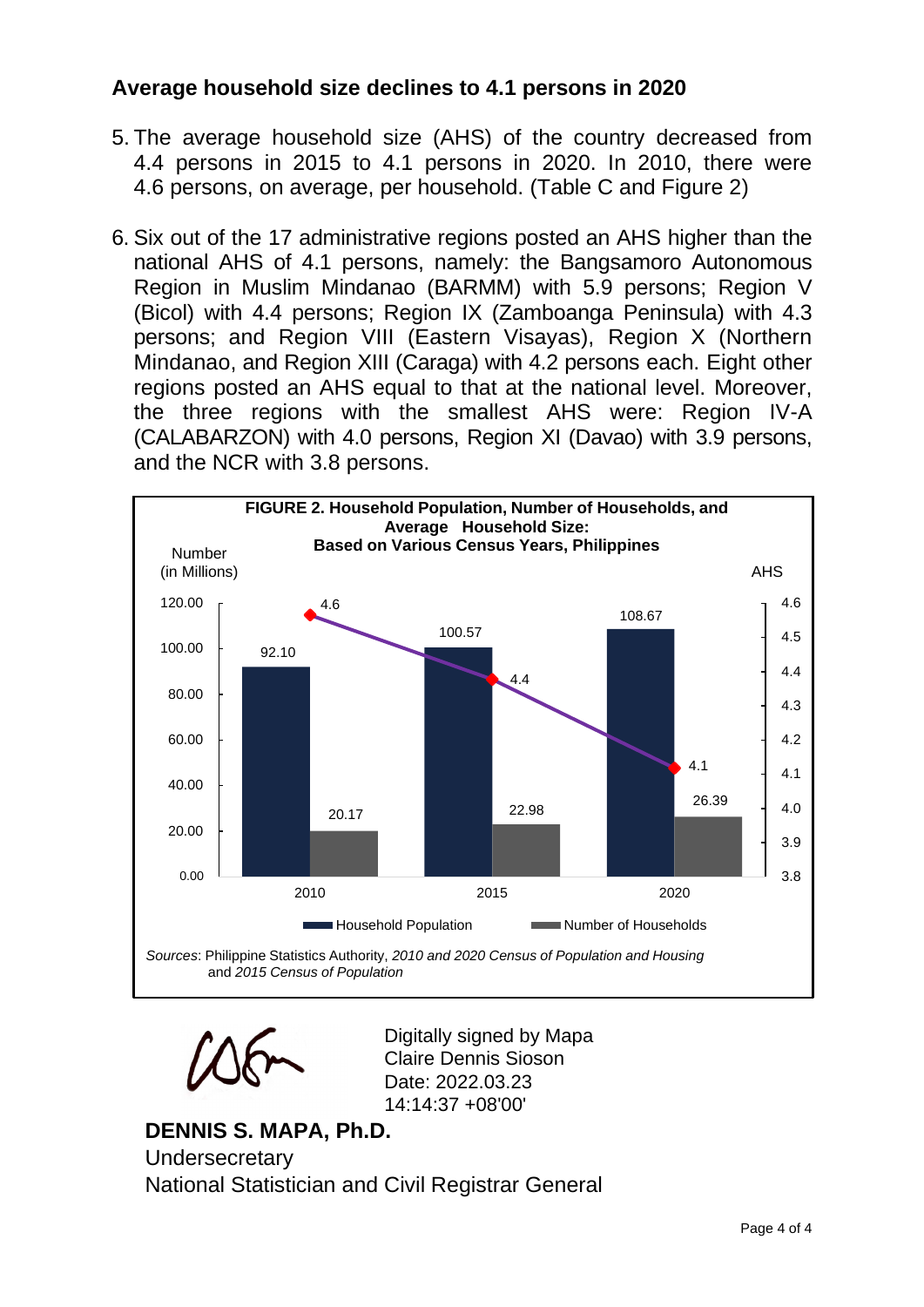## Average household size declines to 4.1 persons in 2020

5. The average household size (AHS) of the country decreased from 4.4 persons in 2015 to 4.1 persons in 2020. In 2010, there were 4.6 persons, on average, per household. (Table C and Figure 2)

6. Six out of the 17 administrative regions posted an AHS higher than the national AHS of 4.1 persons, namely: the Bangsamoro Autonomous Region in Muslim Mindanao (BARMM) with 5.9 persons; Region V (Bicol) with 4.4 persons; Region IX (Zamboanga Peninsula) with 4.3 persons; and Region VIII (Eastern Visayas), Region X (Northern Mindanao, and Region XIII (Caraga) with 4.2 persons each. Eight other regions posted an AHS equal to that at the national level. Moreover, the three regions with the smallest AHS were: Region IV-A (CALABARZON) with 4.0 persons, Region XI (Davao) with 3.9 persons, and the NCR with 3.8 persons.

**FIGURE 2. Household Population, Number of Households, and Average Household Size: Based on Various Census Years, Philippines**

Number (in Millions)

AHS

120.00
100.00
80.00
60.00
40.00
20.00
0.00

4.6
4.5
4.4
4.3
4.2
4.1
4.0
3.9
3.8

2010: 92.10, 20.17, 4.6

2015: 100.57, 22.98, 4.4

2020: 108.67, 26.39, 4.1

Household Population

Number of Households

*Sources*: Philippine Statistics Authority, *2010 and 2020 Census of Population and Housing* and *2015 Census of Population*

Digitally signed by Mapa Claire Dennis Sioson
Date: 2022.03.23 14:14:37 +08'00'

**DENNIS S. MAPA, Ph.D.**
Undersecretary
National Statistician and Civil Registrar General